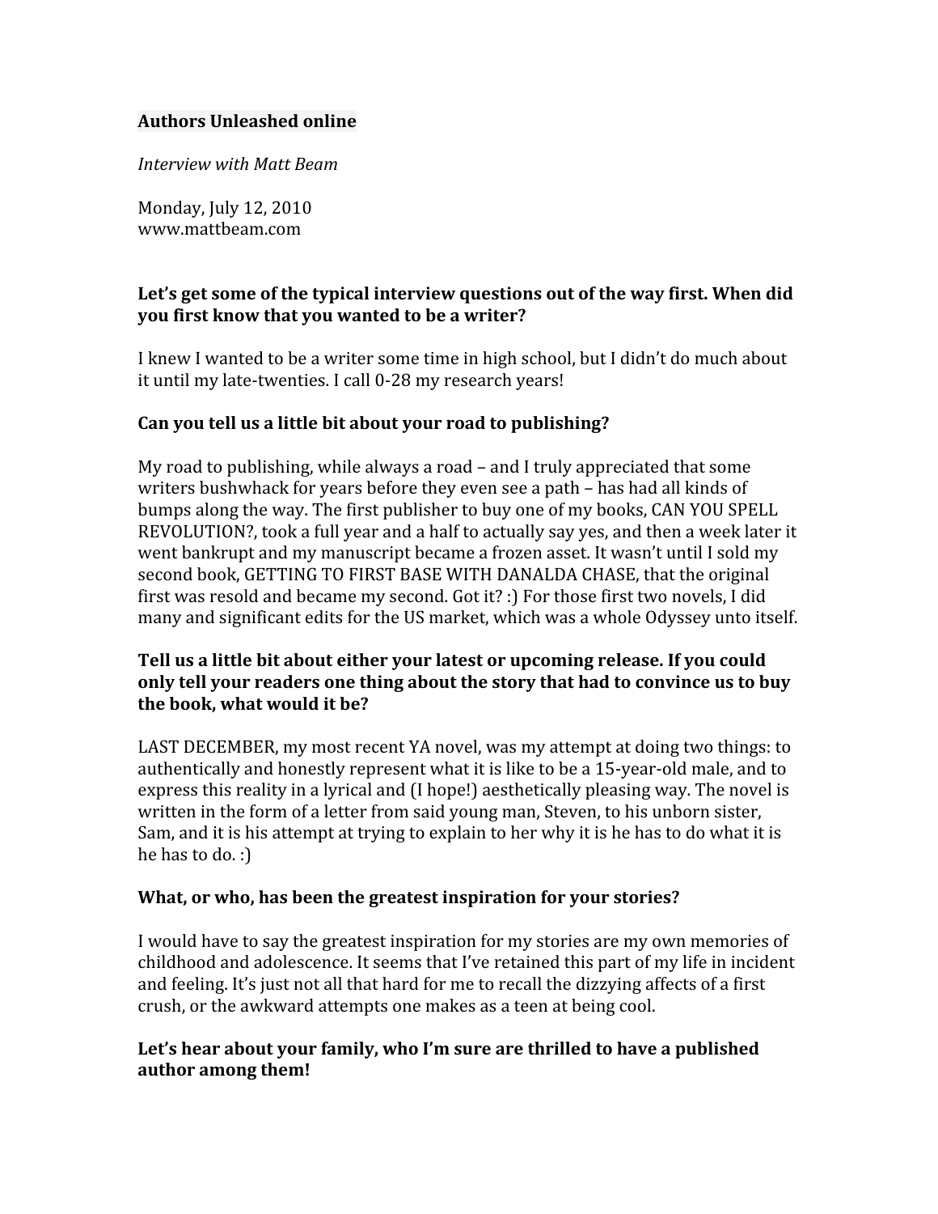**Authors Unleashed online**

*Interview with Matt Beam*

Monday, July 12, 2010
www.mattbeam.com

**Let's get some of the typical interview questions out of the way first. When did you first know that you wanted to be a writer?**

I knew I wanted to be a writer some time in high school, but I didn't do much about it until my late-twenties. I call 0-28 my research years!

**Can you tell us a little bit about your road to publishing?**

My road to publishing, while always a road – and I truly appreciated that some writers bushwhack for years before they even see a path – has had all kinds of bumps along the way. The first publisher to buy one of my books, CAN YOU SPELL REVOLUTION?, took a full year and a half to actually say yes, and then a week later it went bankrupt and my manuscript became a frozen asset. It wasn't until I sold my second book, GETTING TO FIRST BASE WITH DANALDA CHASE, that the original first was resold and became my second. Got it? :) For those first two novels, I did many and significant edits for the US market, which was a whole Odyssey unto itself.

**Tell us a little bit about either your latest or upcoming release. If you could only tell your readers one thing about the story that had to convince us to buy the book, what would it be?**

LAST DECEMBER, my most recent YA novel, was my attempt at doing two things: to authentically and honestly represent what it is like to be a 15-year-old male, and to express this reality in a lyrical and (I hope!) aesthetically pleasing way. The novel is written in the form of a letter from said young man, Steven, to his unborn sister, Sam, and it is his attempt at trying to explain to her why it is he has to do what it is he has to do. :)

**What, or who, has been the greatest inspiration for your stories?**

I would have to say the greatest inspiration for my stories are my own memories of childhood and adolescence. It seems that I've retained this part of my life in incident and feeling. It's just not all that hard for me to recall the dizzying affects of a first crush, or the awkward attempts one makes as a teen at being cool.

**Let's hear about your family, who I'm sure are thrilled to have a published author among them!**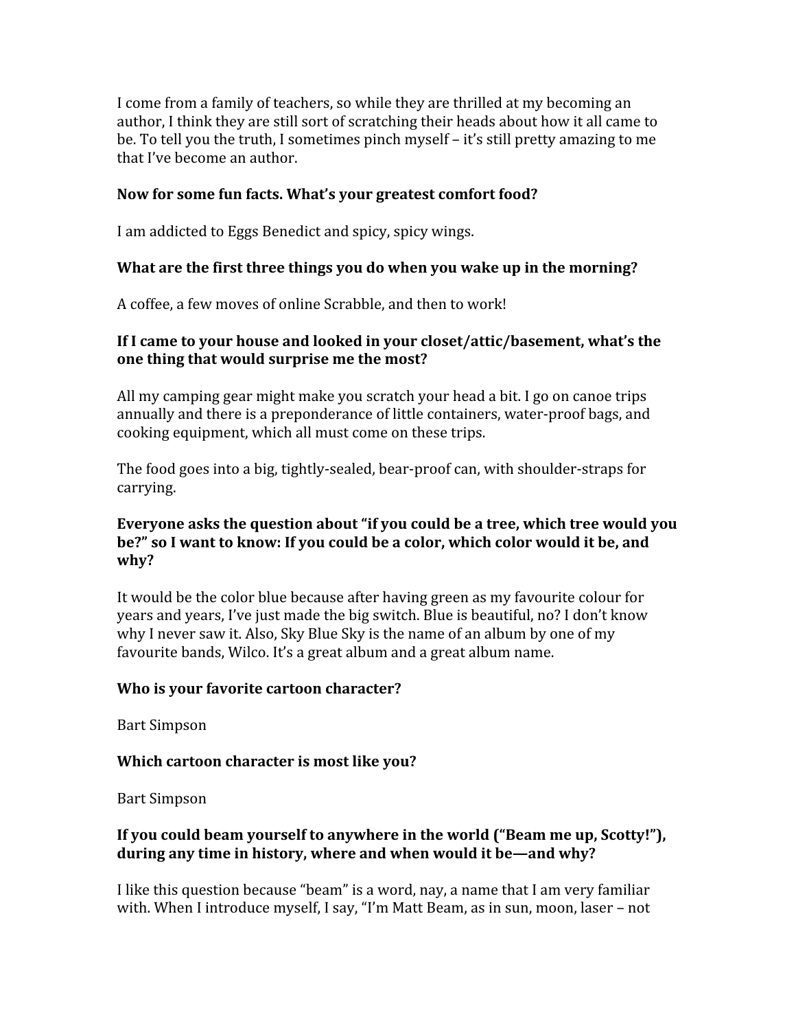I come from a family of teachers, so while they are thrilled at my becoming an author, I think they are still sort of scratching their heads about how it all came to be. To tell you the truth, I sometimes pinch myself – it's still pretty amazing to me that I've become an author.

**Now for some fun facts. What's your greatest comfort food?**

I am addicted to Eggs Benedict and spicy, spicy wings.

**What are the first three things you do when you wake up in the morning?**

A coffee, a few moves of online Scrabble, and then to work!

**If I came to your house and looked in your closet/attic/basement, what's the one thing that would surprise me the most?**

All my camping gear might make you scratch your head a bit. I go on canoe trips annually and there is a preponderance of little containers, water-proof bags, and cooking equipment, which all must come on these trips.

The food goes into a big, tightly-sealed, bear-proof can, with shoulder-straps for carrying.

**Everyone asks the question about "if you could be a tree, which tree would you be?" so I want to know: If you could be a color, which color would it be, and why?**

It would be the color blue because after having green as my favourite colour for years and years, I've just made the big switch. Blue is beautiful, no? I don't know why I never saw it. Also, Sky Blue Sky is the name of an album by one of my favourite bands, Wilco. It's a great album and a great album name.

**Who is your favorite cartoon character?**

Bart Simpson

**Which cartoon character is most like you?**

Bart Simpson

**If you could beam yourself to anywhere in the world ("Beam me up, Scotty!"), during any time in history, where and when would it be—and why?**

I like this question because "beam" is a word, nay, a name that I am very familiar with. When I introduce myself, I say, "I'm Matt Beam, as in sun, moon, laser – not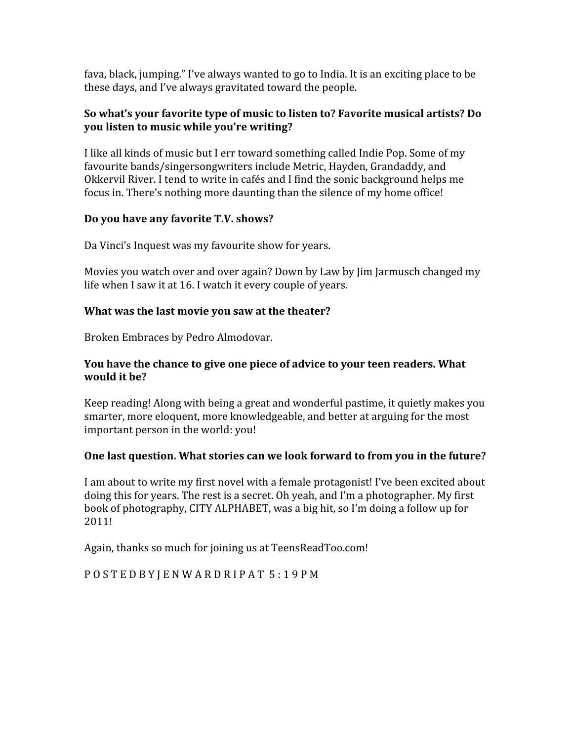fava, black, jumping." I've always wanted to go to India. It is an exciting place to be these days, and I've always gravitated toward the people.

**So what's your favorite type of music to listen to? Favorite musical artists? Do you listen to music while you're writing?**

I like all kinds of music but I err toward something called Indie Pop. Some of my favourite bands/singersongwriters include Metric, Hayden, Grandaddy, and Okkervil River. I tend to write in cafés and I find the sonic background helps me focus in. There's nothing more daunting than the silence of my home office!

**Do you have any favorite T.V. shows?**

Da Vinci's Inquest was my favourite show for years.

Movies you watch over and over again? Down by Law by Jim Jarmusch changed my life when I saw it at 16. I watch it every couple of years.

**What was the last movie you saw at the theater?**

Broken Embraces by Pedro Almodovar.

**You have the chance to give one piece of advice to your teen readers. What would it be?**

Keep reading! Along with being a great and wonderful pastime, it quietly makes you smarter, more eloquent, more knowledgeable, and better at arguing for the most important person in the world: you!

**One last question. What stories can we look forward to from you in the future?**

I am about to write my first novel with a female protagonist! I've been excited about doing this for years. The rest is a secret. Oh yeah, and I'm a photographer. My first book of photography, CITY ALPHABET, was a big hit, so I'm doing a follow up for 2011!

Again, thanks so much for joining us at TeensReadToo.com!

P O S T E D B Y J E N W A R D R I P A T 5 : 1 9 P M